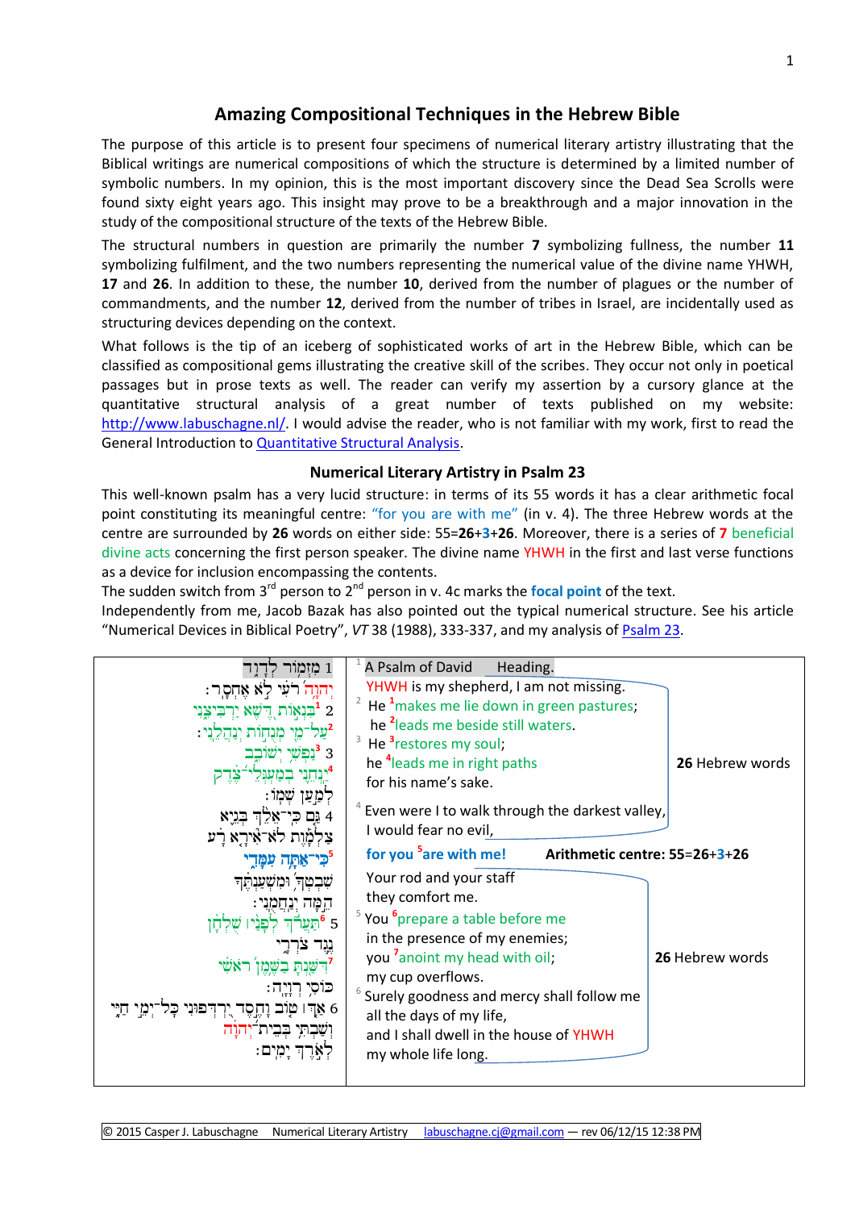# Amazing Compositional Techniques in the Hebrew Bible

The purpose of this article is to present four specimens of numerical literary artistry illustrating that the Biblical writings are numerical compositions of which the structure is determined by a limited number of symbolic numbers. In my opinion, this is the most important discovery since the Dead Sea Scrolls were found sixty eight years ago. This insight may prove to be a breakthrough and a major innovation in the study of the compositional structure of the texts of the Hebrew Bible.

The structural numbers in question are primarily the number **7** symbolizing fullness, the number **11** symbolizing fulfilment, and the two numbers representing the numerical value of the divine name YHWH, **17** and **26**. In addition to these, the number **10**, derived from the number of plagues or the number of commandments, and the number **12**, derived from the number of tribes in Israel, are incidentally used as structuring devices depending on the context.

What follows is the tip of an iceberg of sophisticated works of art in the Hebrew Bible, which can be classified as compositional gems illustrating the creative skill of the scribes. They occur not only in poetical passages but in prose texts as well. The reader can verify my assertion by a cursory glance at the quantitative structural analysis of a great number of texts published on my website: [http://www.labuschagne.nl/](http://www.labuschagne.nl/). I would advise the reader, who is not familiar with my work, first to read the General Introduction to [Quantitative Structural Analysis](#).

## Numerical Literary Artistry in Psalm 23

This well-known psalm has a very lucid structure: in terms of its 55 words it has a clear arithmetic focal point constituting its meaningful centre: "for you are with me" (in v. 4). The three Hebrew words at the centre are surrounded by **26** words on either side: 55=**26**+**3**+**26**. Moreover, there is a series of **7** beneficial divine acts concerning the first person speaker. The divine name YHWH in the first and last verse functions as a device for inclusion encompassing the contents.

The sudden switch from 3rd person to 2nd person in v. 4c marks the **focal point** of the text.

Independently from me, Jacob Bazak has also pointed out the typical numerical structure. See his article "Numerical Devices in Biblical Poetry", *VT* 38 (1988), 333-337, and my analysis of [Psalm 23](#).

| Hebrew | English | |
|---|---|---|
| 1 מִזְמוֹר לְדָוִד | [1] A Psalm of David Heading. | |
| יְהוָה רֹעִי לֹא אֶחְסָר׃ | YHWH is my shepherd, I am not missing. | |
| 2 [1]בִּנְאוֹת דֶּשֶׁא יַרְבִּיצֵנִי | [2] He [1]makes me lie down in green pastures; | |
| [2]עַל־מֵי מְנֻחוֹת יְנַהֲלֵנִי׃ | he [2]leads me beside still waters. | |
| 3 [3]נַפְשִׁי יְשׁוֹבֵב | [3] He [3]restores my soul; | |
| [4]יַנְחֵנִי בְמַעְגְּלֵי־צֶדֶק | he [4]leads me in right paths | **26** Hebrew words |
| לְמַעַן שְׁמוֹ׃ | for his name's sake. | |
| 4 גַּם כִּי־אֵלֵךְ בְּגֵיא | [4] Even were I to walk through the darkest valley, | |
| צַלְמָוֶת לֹא־אִירָא רָע | I would fear no evil, | |
| [5]כִּי־אַתָּה עִמָּדִי | **for you [5]are with me!** | **Arithmetic centre: 55=26+3+26** |
| שִׁבְטְךָ וּמִשְׁעַנְתֶּךָ | Your rod and your staff | |
| הֵמָּה יְנַחֲמֻנִי׃ | they comfort me. | |
| 5 [6]תַּעֲרֹךְ לְפָנַי שֻׁלְחָן | [5] You [6]prepare a table before me | |
| נֶגֶד צֹרְרָי | in the presence of my enemies; | |
| [7]דִּשַּׁנְתָּ בַשֶּׁמֶן רֹאשִׁי | you [7]anoint my head with oil; | **26** Hebrew words |
| כּוֹסִי רְוָיָה׃ | my cup overflows. | |
| 6 אַךְ טוֹב וָחֶסֶד יִרְדְּפוּנִי כָּל־יְמֵי חַיָּי | [6] Surely goodness and mercy shall follow me all the days of my life, | |
| וְשַׁבְתִּי בְּבֵית־יְהוָה | and I shall dwell in the house of YHWH | |
| לְאֹרֶךְ יָמִים׃ | my whole life long. | |

© 2015 Casper J. Labuschagne Numerical Literary Artistry labuschagne.cj@gmail.com — rev 06/12/15 12:38 PM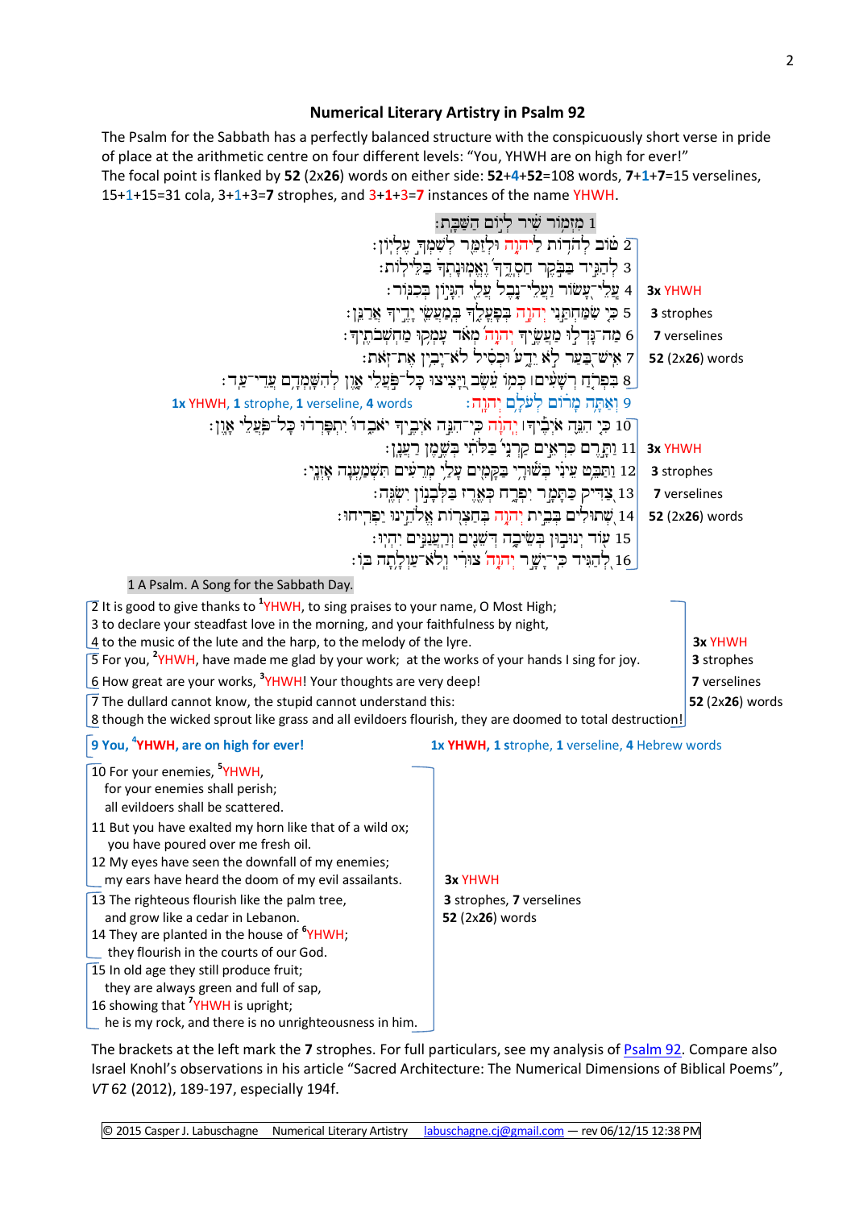## Numerical Literary Artistry in Psalm 92

The Psalm for the Sabbath has a perfectly balanced structure with the conspicuously short verse in pride of place at the arithmetic centre on four different levels: "You, YHWH are on high for ever!" The focal point is flanked by **52** (2x**26**) words on either side: **52**+**4**+**52**=108 words, **7**+**1**+**7**=15 verselines, 15+1+15=31 cola, 3+1+3=**7** strophes, and 3+**1**+3=**7** instances of the name YHWH.

1 מִזְמוֹר שִׁיר לְיוֹם הַשַּׁבָּת׃
2 טוֹב לְהֹדוֹת לַיהוָה וּלְזַמֵּר לְשִׁמְךָ עֶלְיוֹן׃
3 לְהַגִּיד בַּבֹּקֶר חַסְדֶּךָ וֶאֱמוּנָתְךָ בַּלֵּילוֹת׃
4 עֲלֵי־עָשׂוֹר וַעֲלֵי־נָבֶל עֲלֵי הִגָּיוֹן בְּכִנּוֹר׃ — **3x** YHWH
5 כִּי שִׂמַּחְתַּנִי יְהוָה בְּפָעֳלֶךָ בְּמַעֲשֵׂי יָדֶיךָ אֲרַנֵּן׃ — **3** strophes
6 מַה־גָּדְלוּ מַעֲשֶׂיךָ יְהוָה מְאֹד עָמְקוּ מַחְשְׁבֹתֶיךָ׃ — **7** verselines
7 אִישׁ־בַּעַר לֹא יֵדָע וּכְסִיל לֹא־יָבִין אֶת־זֹאת׃ — **52** (2x**26**) words
8 בִּפְרֹחַ רְשָׁעִים כְּמוֹ עֵשֶׂב וַיָּצִיצוּ כָּל־פֹּעֲלֵי אָוֶן לְהִשָּׁמְדָם עֲדֵי־עַד׃

9 וְאַתָּה מָרוֹם לְעֹלָם יְהוָה׃ — **1x** YHWH, **1** strophe, **1** verseline, **4** words

10 כִּי הִנֵּה אֹיְבֶיךָ ׀ יְהוָה כִּי־הִנֵּה אֹיְבֶיךָ יֹאבֵדוּ יִתְפָּרְדוּ כָּל־פֹּעֲלֵי אָוֶן׃
11 וַתָּרֶם כִּרְאֵים קַרְנִי בַּלֹּתִי בְּשֶׁמֶן רַעֲנָן׃ — **3x** YHWH
12 וַתַּבֵּט עֵינִי בְּשׁוּרָי בַּקָּמִים עָלַי מְרֵעִים תִּשְׁמַעְנָה אָזְנָי׃ — **3** strophes
13 צַדִּיק כַּתָּמָר יִפְרָח כְּאֶרֶז בַּלְּבָנוֹן יִשְׂגֶּה׃ — **7** verselines
14 שְׁתוּלִים בְּבֵית יְהוָה בְּחַצְרוֹת אֱלֹהֵינוּ יַפְרִיחוּ׃ — **52** (2x**26**) words
15 עוֹד יְנוּבוּן בְּשֵׂיבָה דְּשֵׁנִים וְרַעֲנַנִּים יִהְיוּ׃
16 לְהַגִּיד כִּי־יָשָׁר יְהוָה צוּרִי וְלֹא־עַוְלָתָה בּוֹ׃

1 A Psalm. A Song for the Sabbath Day.

2 It is good to give thanks to [1]YHWH, to sing praises to your name, O Most High;
3 to declare your steadfast love in the morning, and your faithfulness by night,
4 to the music of the lute and the harp, to the melody of the lyre.

5 For you, [2]YHWH, have made me glad by your work; at the works of your hands I sing for joy.
6 How great are your works, [3]YHWH! Your thoughts are very deep!

7 The dullard cannot know, the stupid cannot understand this:
8 though the wicked sprout like grass and all evildoers flourish, they are doomed to total destruction!

**3x** YHWH, **3** strophes, **7** verselines, **52** (2x**26**) words

**9 You, [4]YHWH, are on high for ever!** — **1x YHWH, 1 strophe, 1 verseline, 4 Hebrew words**

10 For your enemies, [5]YHWH,
for your enemies shall perish;
all evildoers shall be scattered.
11 But you have exalted my horn like that of a wild ox;
you have poured over me fresh oil.
12 My eyes have seen the downfall of my enemies;
my ears have heard the doom of my evil assailants.

13 The righteous flourish like the palm tree,
and grow like a cedar in Lebanon.
14 They are planted in the house of [6]YHWH;
they flourish in the courts of our God.

15 In old age they still produce fruit;
they are always green and full of sap,
16 showing that [7]YHWH is upright;
he is my rock, and there is no unrighteousness in him.

**3x** YHWH, **3** strophes, **7** verselines, **52** (2x**26**) words

The brackets at the left mark the **7** strophes. For full particulars, see my analysis of Psalm 92. Compare also Israel Knohl's observations in his article "Sacred Architecture: The Numerical Dimensions of Biblical Poems", *VT* 62 (2012), 189-197, especially 194f.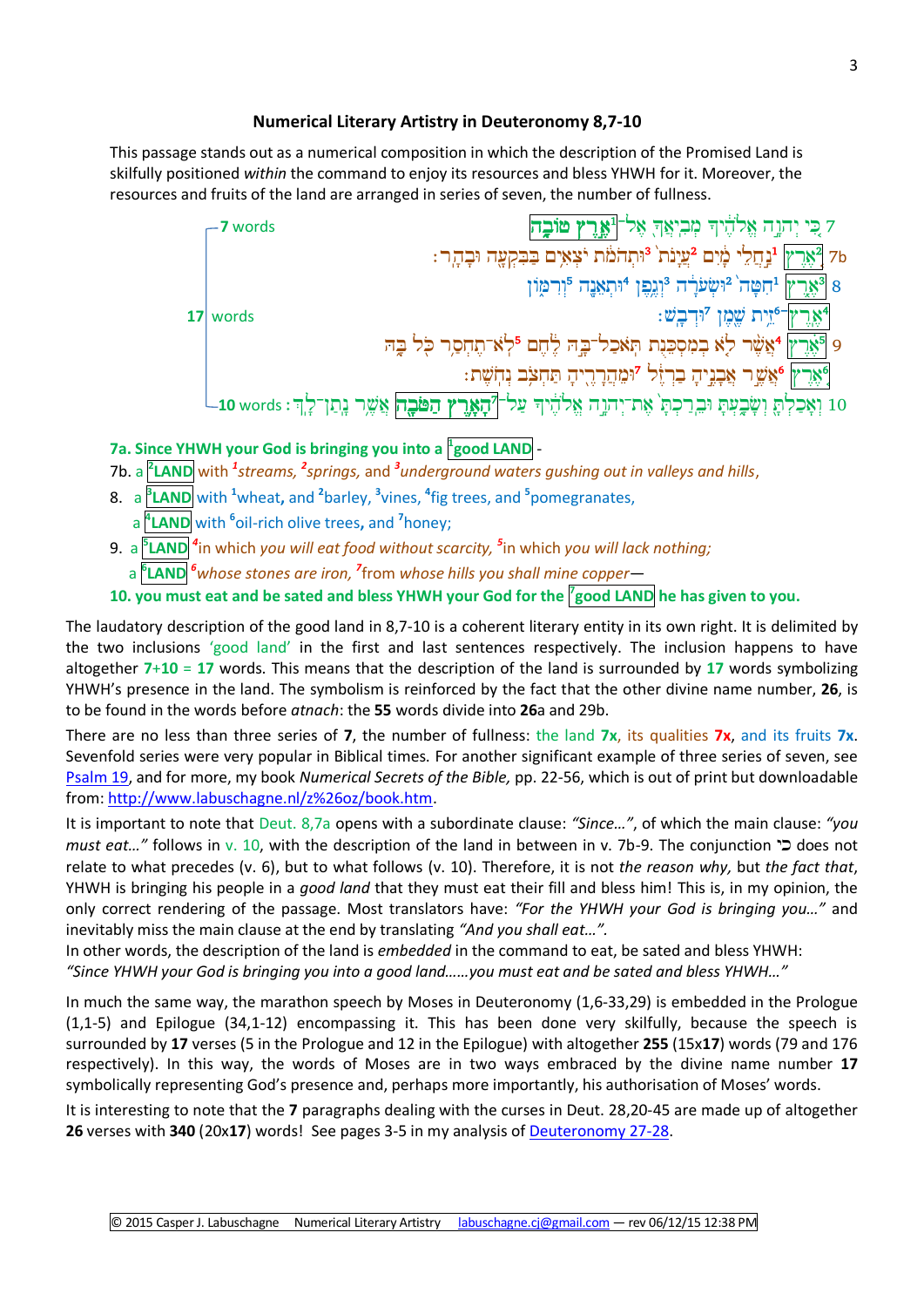## Numerical Literary Artistry in Deuteronomy 8,7-10

This passage stands out as a numerical composition in which the description of the Promised Land is skilfully positioned *within* the command to enjoy its resources and bless YHWH for it. Moreover, the resources and fruits of the land are arranged in series of seven, the number of fullness.

| | | |
|---|---|---|
| 7 words | כִּי יְהוָה אֱלֹהֶיךָ מְבִיאֲךָ אֶל־[1]אֶרֶץ טוֹבָה | 7 |
| 17 words | [2]אֶרֶץ [1]נַחֲלֵי מָיִם [2]עֲיָנֹת [3]וּתְהֹמֹת יֹצְאִים בַּבִּקְעָה וּבָהָר׃ | 7b |
| | [3]אֶרֶץ [1]חִטָּה [2]וּשְׂעֹרָה [3]וְגֶפֶן [4]וּתְאֵנָה [5]וְרִמּוֹן | 8 |
| | [4]אֶרֶץ־[6]זֵית שֶׁמֶן [7]וּדְבָשׁ׃ | |
| | [5]אֶרֶץ [4]אֲשֶׁר לֹא בְמִסְכֵּנֻת תֹּאכַל־בָּהּ לֶחֶם [5]לֹא־תֶחְסַר כֹּל בָּהּ | 9 |
| | [6]אֶרֶץ [6]אֲשֶׁר אֲבָנֶיהָ בַרְזֶל [7]וּמֵהֲרָרֶיהָ תַּחְצֹב נְחֹשֶׁת׃ | |
| 10 words | וְאָכַלְתָּ וְשָׂבָעְתָּ וּבֵרַכְתָּ אֶת־יְהוָה אֱלֹהֶיךָ עַל־[7]הָאָרֶץ הַטֹּבָה אֲשֶׁר נָתַן־לָךְ׃ | 10 |

**7a. Since YHWH your God is bringing you into a [1]good LAND** -
7b. a [2]LAND with [1]*streams,* [2]*springs,* and [3]*underground waters gushing out in valleys and hills*,
8. a [3]LAND with [1]wheat, and [2]barley, [3]vines, [4]fig trees, and [5]pomegranates,
a [4]LAND with [6]oil-rich olive trees, and [7]honey;
9. a [5]LAND [4]in which *you will eat food without scarcity,* [5]in which *you will lack nothing;*
a [6]LAND [6]*whose stones are iron,* [7]from *whose hills you shall mine copper*—
**10. you must eat and be sated and bless YHWH your God for the [7]good LAND he has given to you.**

The laudatory description of the good land in 8,7-10 is a coherent literary entity in its own right. It is delimited by the two inclusions 'good land' in the first and last sentences respectively. The inclusion happens to have altogether **7**+**10** = **17** words. This means that the description of the land is surrounded by **17** words symbolizing YHWH's presence in the land. The symbolism is reinforced by the fact that the other divine name number, **26**, is to be found in the words before *atnach*: the **55** words divide into **26**a and 29b.

There are no less than three series of **7**, the number of fullness: the land **7x**, its qualities **7x**, and its fruits **7x**. Sevenfold series were very popular in Biblical times. For another significant example of three series of seven, see Psalm 19, and for more, my book *Numerical Secrets of the Bible,* pp. 22-56, which is out of print but downloadable from: http://www.labuschagne.nl/z%26oz/book.htm.

It is important to note that Deut. 8,7a opens with a subordinate clause: *"Since…"*, of which the main clause: *"you must eat…"* follows in v. 10, with the description of the land in between in v. 7b-9. The conjunction כי does not relate to what precedes (v. 6), but to what follows (v. 10). Therefore, it is not *the reason why,* but *the fact that*, YHWH is bringing his people in a *good land* that they must eat their fill and bless him! This is, in my opinion, the only correct rendering of the passage. Most translators have: *"For the YHWH your God is bringing you…"* and inevitably miss the main clause at the end by translating *"And you shall eat…"*.
In other words, the description of the land is *embedded* in the command to eat, be sated and bless YHWH:
*"Since YHWH your God is bringing you into a good land……you must eat and be sated and bless YHWH…"*

In much the same way, the marathon speech by Moses in Deuteronomy (1,6-33,29) is embedded in the Prologue (1,1-5) and Epilogue (34,1-12) encompassing it. This has been done very skilfully, because the speech is surrounded by **17** verses (5 in the Prologue and 12 in the Epilogue) with altogether **255** (15x**17**) words (79 and 176 respectively). In this way, the words of Moses are in two ways embraced by the divine name number **17** symbolically representing God's presence and, perhaps more importantly, his authorisation of Moses' words.

It is interesting to note that the **7** paragraphs dealing with the curses in Deut. 28,20-45 are made up of altogether **26** verses with **340** (20x**17**) words! See pages 3-5 in my analysis of Deuteronomy 27-28.

© 2015 Casper J. Labuschagne Numerical Literary Artistry labuschagne.cj@gmail.com — rev 06/12/15 12:38 PM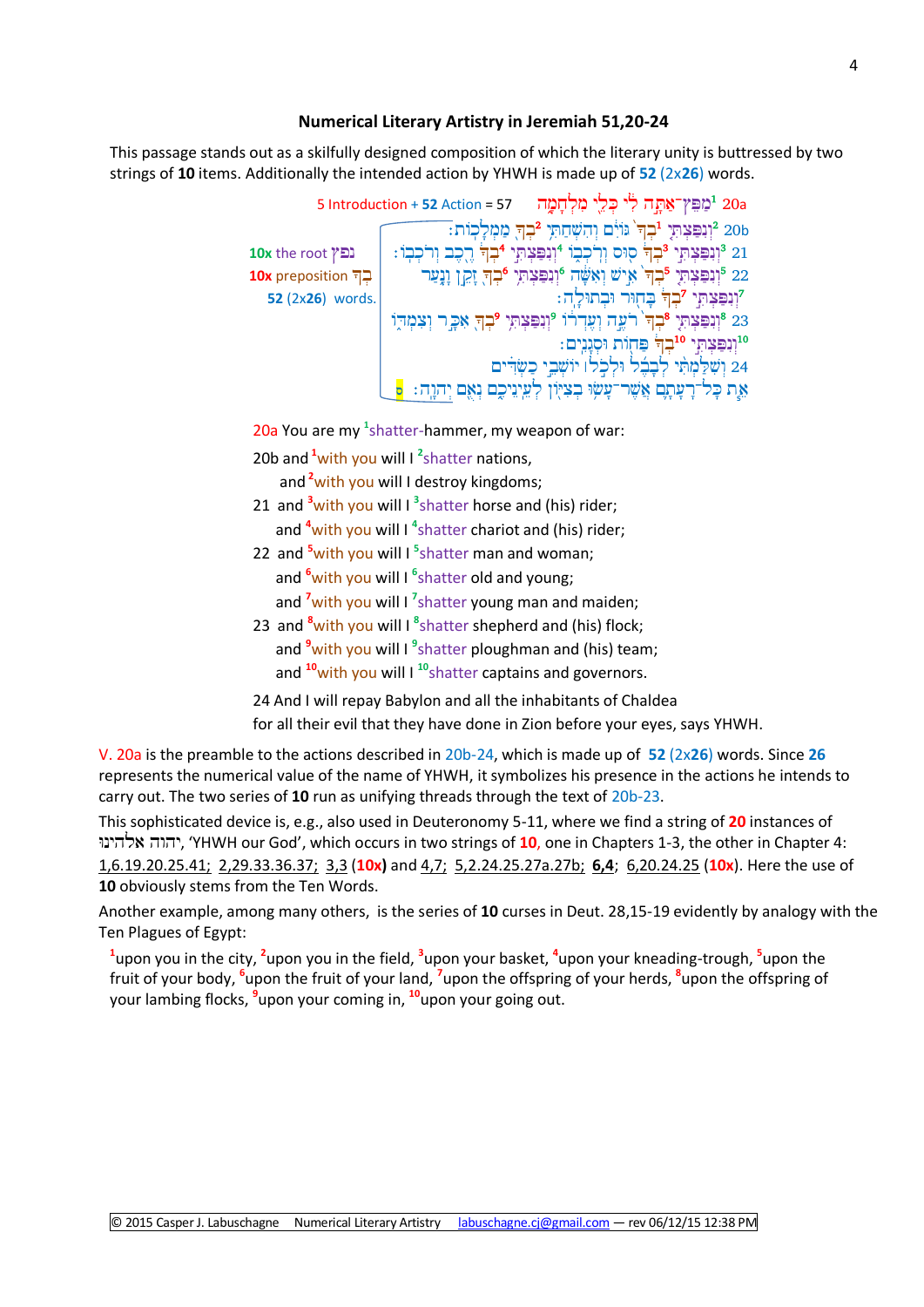## Numerical Literary Artistry in Jeremiah 51,20-24

This passage stands out as a skilfully designed composition of which the literary unity is buttressed by two strings of **10** items. Additionally the intended action by YHWH is made up of **52** (2x**26**) words.

5 Introduction + **52** Action = 57

**10x** the root נפץ
**10x** preposition בְּךָ
**52** (2x**26**) words.

20a מַפֵּץ[1]־אַתָּה לִי כְּלֵי מִלְחָמָה
20b וְנִפַּצְתִּי[2] בְךָ[1] גּוֹיִם וְהִשְׁחַתִּי בְךָ[2] מַמְלָכוֹת׃
21 וְנִפַּצְתִּי[3] בְךָ[3] סוּס וְרֹכְבוֹ וְנִפַּצְתִּי[4] בְךָ[4] רֶכֶב וְרֹכְבוֹ׃
22 וְנִפַּצְתִּי[5] בְךָ[5] אִישׁ וְאִשָּׁה וְנִפַּצְתִּי[6] בְךָ[6] זָקֵן וָנָעַר
וְנִפַּצְתִּי[7] בְךָ[7] בָּחוּר וּבְתוּלָה׃
23 וְנִפַּצְתִּי[8] בְךָ[8] רֹעֶה וְעֶדְרוֹ וְנִפַּצְתִּי[9] בְךָ[9] אִכָּר וְצִמְדּוֹ
וְנִפַּצְתִּי[10] בְךָ[10] פַּחוֹת וּסְגָנִים׃
24 וְשִׁלַּמְתִּי לְבָבֶל וּלְכֹל יוֹשְׁבֵי כַשְׂדִּים
אֵת כָּל־רָעָתָם אֲשֶׁר־עָשׂוּ בְצִיּוֹן לְעֵינֵיכֶם נְאֻם יְהוָה׃ ס

20a You are my [1]shatter-hammer, my weapon of war:
20b and [1]with you will I [2]shatter nations,
and [2]with you will I destroy kingdoms;
21 and [3]with you will I [3]shatter horse and (his) rider;
and [4]with you will I [4]shatter chariot and (his) rider;
22 and [5]with you will I [5]shatter man and woman;
and [6]with you will I [6]shatter old and young;
and [7]with you will I [7]shatter young man and maiden;
23 and [8]with you will I [8]shatter shepherd and (his) flock;
and [9]with you will I [9]shatter ploughman and (his) team;
and [10]with you will I [10]shatter captains and governors.
24 And I will repay Babylon and all the inhabitants of Chaldea
for all their evil that they have done in Zion before your eyes, says YHWH.

V. 20a is the preamble to the actions described in 20b-24, which is made up of **52** (2x**26**) words. Since **26** represents the numerical value of the name of YHWH, it symbolizes his presence in the actions he intends to carry out. The two series of **10** run as unifying threads through the text of 20b-23.

This sophisticated device is, e.g., also used in Deuteronomy 5-11, where we find a string of **20** instances of יהוה אלהינו, 'YHWH our God', which occurs in two strings of **10**, one in Chapters 1-3, the other in Chapter 4: 1,6.19.20.25.41; 2,29.33.36.37; 3,3 (**10x**) and 4,7; 5,2.24.25.27a.27b; **6,4**; 6,20.24.25 (**10x**). Here the use of **10** obviously stems from the Ten Words.

Another example, among many others, is the series of **10** curses in Deut. 28,15-19 evidently by analogy with the Ten Plagues of Egypt:

[1]upon you in the city, [2]upon you in the field, [3]upon your basket, [4]upon your kneading-trough, [5]upon the fruit of your body, [6]upon the fruit of your land, [7]upon the offspring of your herds, [8]upon the offspring of your lambing flocks, [9]upon your coming in, [10]upon your going out.